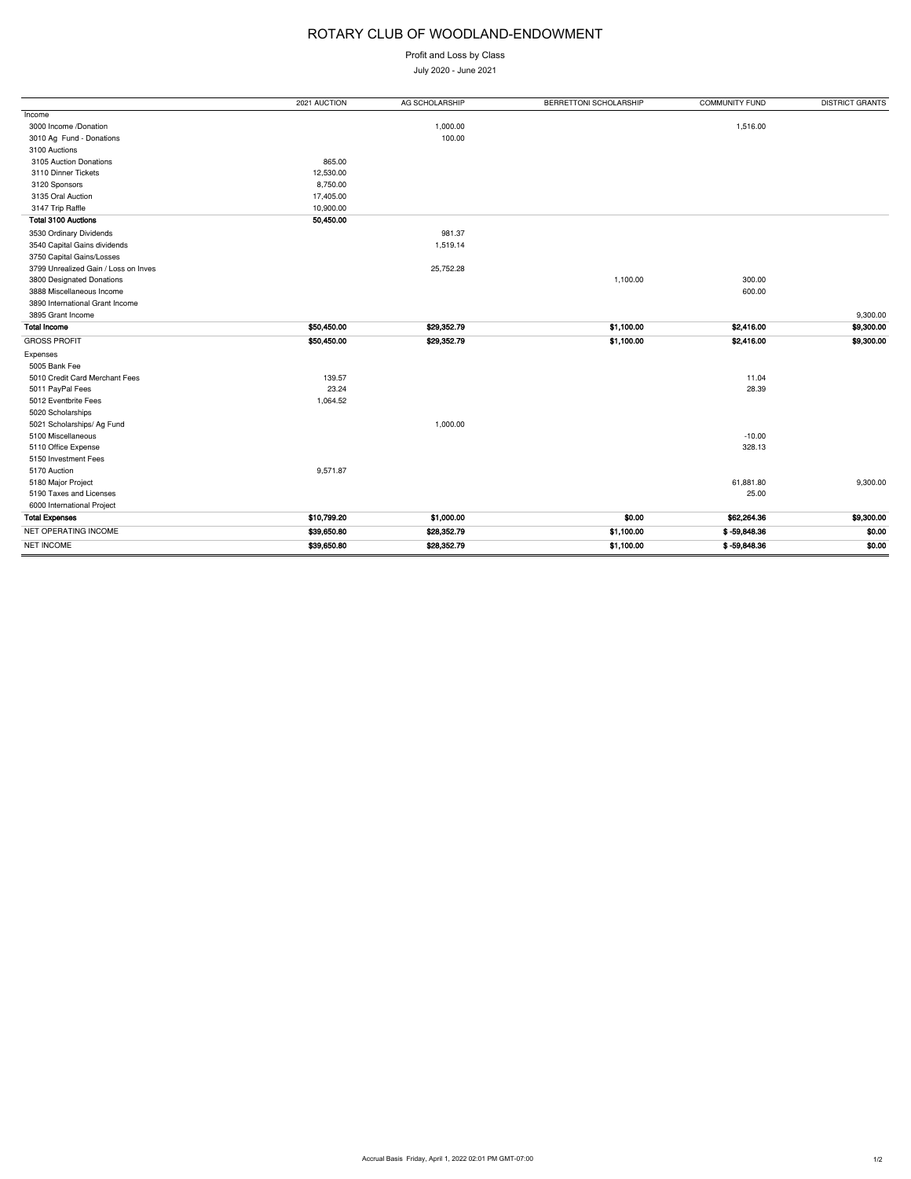# ROTARY CLUB OF WOODLAND-ENDOWMENT

Profit and Loss by Class

July 2020 - June 2021

| | 2021 AUCTION | AG SCHOLARSHIP | BERRETTONI SCHOLARSHIP | COMMUNITY FUND | DISTRICT GRANTS |
|---|---|---|---|---|---|
| Income | | | | | |
| 3000 Income /Donation | | 1,000.00 | | 1,516.00 | |
| 3010 Ag Fund - Donations | | 100.00 | | | |
| 3100 Auctions | | | | | |
| 3105 Auction Donations | 865.00 | | | | |
| 3110 Dinner Tickets | 12,530.00 | | | | |
| 3120 Sponsors | 8,750.00 | | | | |
| 3135 Oral Auction | 17,405.00 | | | | |
| 3147 Trip Raffle | 10,900.00 | | | | |
| **Total 3100 Auctions** | **50,450.00** | | | | |
| 3530 Ordinary Dividends | | 981.37 | | | |
| 3540 Capital Gains dividends | | 1,519.14 | | | |
| 3750 Capital Gains/Losses | | | | | |
| 3799 Unrealized Gain / Loss on Inves | | 25,752.28 | | | |
| 3800 Designated Donations | | | 1,100.00 | 300.00 | |
| 3888 Miscellaneous Income | | | | 600.00 | |
| 3890 International Grant Income | | | | | |
| 3895 Grant Income | | | | | 9,300.00 |
| **Total Income** | **$50,450.00** | **$29,352.79** | **$1,100.00** | **$2,416.00** | **$9,300.00** |
| GROSS PROFIT | $50,450.00 | $29,352.79 | $1,100.00 | $2,416.00 | $9,300.00 |
| Expenses | | | | | |
| 5005 Bank Fee | | | | | |
| 5010 Credit Card Merchant Fees | 139.57 | | | 11.04 | |
| 5011 PayPal Fees | 23.24 | | | 28.39 | |
| 5012 Eventbrite Fees | 1,064.52 | | | | |
| 5020 Scholarships | | | | | |
| 5021 Scholarships/ Ag Fund | | 1,000.00 | | | |
| 5100 Miscellaneous | | | | -10.00 | |
| 5110 Office Expense | | | | 328.13 | |
| 5150 Investment Fees | | | | | |
| 5170 Auction | 9,571.87 | | | | |
| 5180 Major Project | | | | 61,881.80 | 9,300.00 |
| 5190 Taxes and Licenses | | | | 25.00 | |
| 6000 International Project | | | | | |
| **Total Expenses** | **$10,799.20** | **$1,000.00** | **$0.00** | **$62,264.36** | **$9,300.00** |
| NET OPERATING INCOME | $39,650.80 | $28,352.79 | $1,100.00 | $ -59,848.36 | $0.00 |
| NET INCOME | $39,650.80 | $28,352.79 | $1,100.00 | $ -59,848.36 | $0.00 |

Accrual Basis Friday, April 1, 2022 02:01 PM GMT-07:00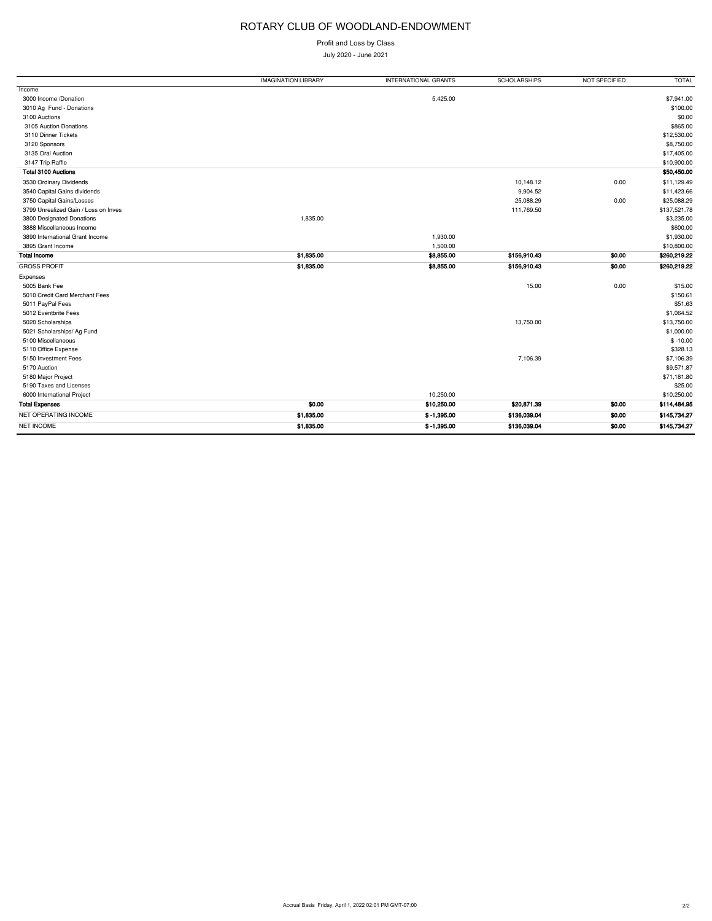# ROTARY CLUB OF WOODLAND-ENDOWMENT

Profit and Loss by Class

July 2020 - June 2021

| | IMAGINATION LIBRARY | INTERNATIONAL GRANTS | SCHOLARSHIPS | NOT SPECIFIED | TOTAL |
|---|---|---|---|---|---|
| Income | | | | | |
| 3000 Income /Donation | | 5,425.00 | | | $7,941.00 |
| 3010 Ag Fund - Donations | | | | | $100.00 |
| 3100 Auctions | | | | | $0.00 |
| 3105 Auction Donations | | | | | $865.00 |
| 3110 Dinner Tickets | | | | | $12,530.00 |
| 3120 Sponsors | | | | | $8,750.00 |
| 3135 Oral Auction | | | | | $17,405.00 |
| 3147 Trip Raffle | | | | | $10,900.00 |
| **Total 3100 Auctions** | | | | | **$50,450.00** |
| 3530 Ordinary Dividends | | | 10,148.12 | 0.00 | $11,129.49 |
| 3540 Capital Gains dividends | | | 9,904.52 | | $11,423.66 |
| 3750 Capital Gains/Losses | | | 25,088.29 | 0.00 | $25,088.29 |
| 3799 Unrealized Gain / Loss on Inves | | | 111,769.50 | | $137,521.78 |
| 3800 Designated Donations | 1,835.00 | | | | $3,235.00 |
| 3888 Miscellaneous Income | | | | | $600.00 |
| 3890 International Grant Income | | 1,930.00 | | | $1,930.00 |
| 3895 Grant Income | | 1,500.00 | | | $10,800.00 |
| **Total Income** | **$1,835.00** | **$8,855.00** | **$156,910.43** | **$0.00** | **$260,219.22** |
| GROSS PROFIT | **$1,835.00** | **$8,855.00** | **$156,910.43** | **$0.00** | **$260,219.22** |
| Expenses | | | | | |
| 5005 Bank Fee | | | 15.00 | 0.00 | $15.00 |
| 5010 Credit Card Merchant Fees | | | | | $150.61 |
| 5011 PayPal Fees | | | | | $51.63 |
| 5012 Eventbrite Fees | | | | | $1,064.52 |
| 5020 Scholarships | | | 13,750.00 | | $13,750.00 |
| 5021 Scholarships/ Ag Fund | | | | | $1,000.00 |
| 5100 Miscellaneous | | | | | $ -10.00 |
| 5110 Office Expense | | | | | $328.13 |
| 5150 Investment Fees | | | 7,106.39 | | $7,106.39 |
| 5170 Auction | | | | | $9,571.87 |
| 5180 Major Project | | | | | $71,181.80 |
| 5190 Taxes and Licenses | | | | | $25.00 |
| 6000 International Project | | 10,250.00 | | | $10,250.00 |
| **Total Expenses** | **$0.00** | **$10,250.00** | **$20,871.39** | **$0.00** | **$114,484.95** |
| NET OPERATING INCOME | **$1,835.00** | **$ -1,395.00** | **$136,039.04** | **$0.00** | **$145,734.27** |
| NET INCOME | **$1,835.00** | **$ -1,395.00** | **$136,039.04** | **$0.00** | **$145,734.27** |

Accrual Basis Friday, April 1, 2022 02:01 PM GMT-07:00